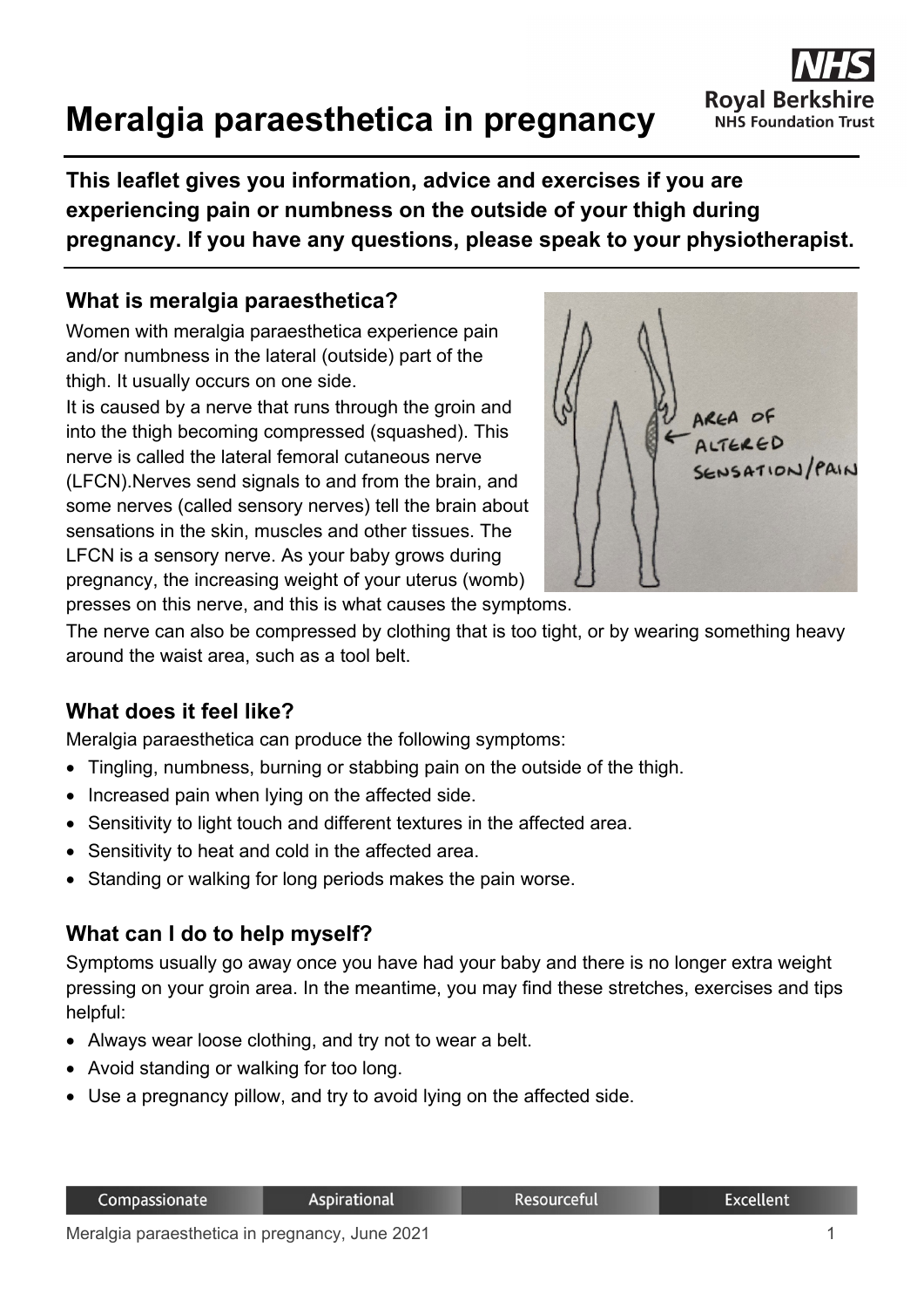# Meralgia paraesthetica in pregnancy

**This leaflet gives you information, advice and exercises if you are experiencing pain or numbness on the outside of your thigh during pregnancy. If you have any questions, please speak to your physiotherapist.**

## What is meralgia paraesthetica?

Women with meralgia paraesthetica experience pain and/or numbness in the lateral (outside) part of the thigh. It usually occurs on one side.

It is caused by a nerve that runs through the groin and into the thigh becoming compressed (squashed). This nerve is called the lateral femoral cutaneous nerve (LFCN).Nerves send signals to and from the brain, and some nerves (called sensory nerves) tell the brain about sensations in the skin, muscles and other tissues. The LFCN is a sensory nerve. As your baby grows during pregnancy, the increasing weight of your uterus (womb) presses on this nerve, and this is what causes the symptoms.

The nerve can also be compressed by clothing that is too tight, or by wearing something heavy around the waist area, such as a tool belt.

## What does it feel like?

Meralgia paraesthetica can produce the following symptoms:

- Tingling, numbness, burning or stabbing pain on the outside of the thigh.
- Increased pain when lying on the affected side.
- Sensitivity to light touch and different textures in the affected area.
- Sensitivity to heat and cold in the affected area.
- Standing or walking for long periods makes the pain worse.

## What can I do to help myself?

Symptoms usually go away once you have had your baby and there is no longer extra weight pressing on your groin area. In the meantime, you may find these stretches, exercises and tips helpful:

- Always wear loose clothing, and try not to wear a belt.
- Avoid standing or walking for too long.
- Use a pregnancy pillow, and try to avoid lying on the affected side.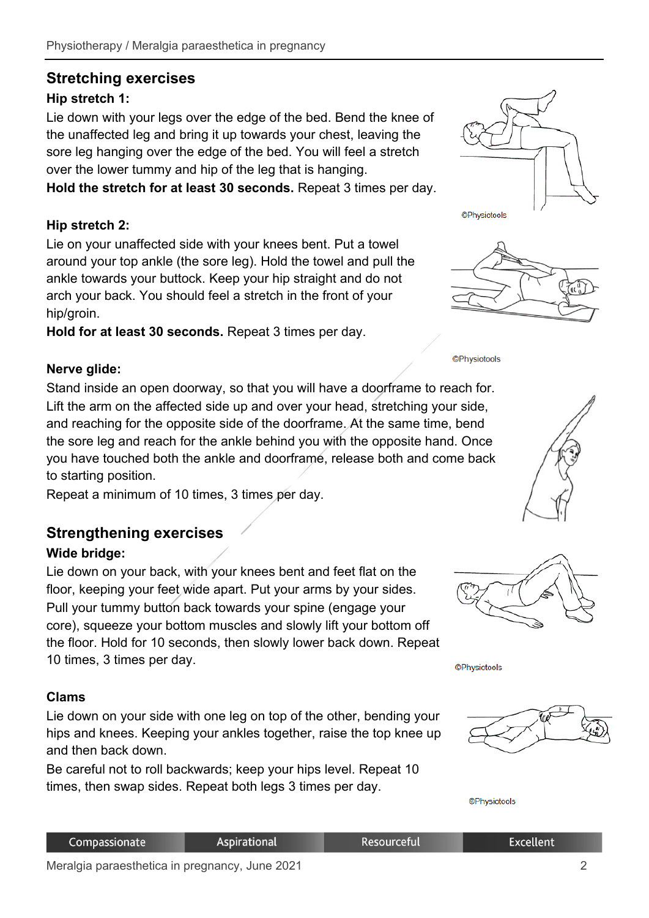## Stretching exercises

### Hip stretch 1:

Lie down with your legs over the edge of the bed. Bend the knee of the unaffected leg and bring it up towards your chest, leaving the sore leg hanging over the edge of the bed. You will feel a stretch over the lower tummy and hip of the leg that is hanging.

**Hold the stretch for at least 30 seconds.** Repeat 3 times per day.

©Physiotools

### Hip stretch 2:

Lie on your unaffected side with your knees bent. Put a towel around your top ankle (the sore leg). Hold the towel and pull the ankle towards your buttock. Keep your hip straight and do not arch your back. You should feel a stretch in the front of your hip/groin.

**Hold for at least 30 seconds.** Repeat 3 times per day.

©Physiotools

### Nerve glide:

Stand inside an open doorway, so that you will have a doorframe to reach for. Lift the arm on the affected side up and over your head, stretching your side, and reaching for the opposite side of the doorframe. At the same time, bend the sore leg and reach for the ankle behind you with the opposite hand. Once you have touched both the ankle and doorframe, release both and come back to starting position.

Repeat a minimum of 10 times, 3 times per day.

## Strengthening exercises

### Wide bridge:

Lie down on your back, with your knees bent and feet flat on the floor, keeping your feet wide apart. Put your arms by your sides. Pull your tummy button back towards your spine (engage your core), squeeze your bottom muscles and slowly lift your bottom off the floor. Hold for 10 seconds, then slowly lower back down. Repeat 10 times, 3 times per day.

©Physiotools

### Clams

Lie down on your side with one leg on top of the other, bending your hips and knees. Keeping your ankles together, raise the top knee up and then back down.

Be careful not to roll backwards; keep your hips level. Repeat 10 times, then swap sides. Repeat both legs 3 times per day.

©Physiotools

Compassionate | Aspirational | Resourceful | Excellent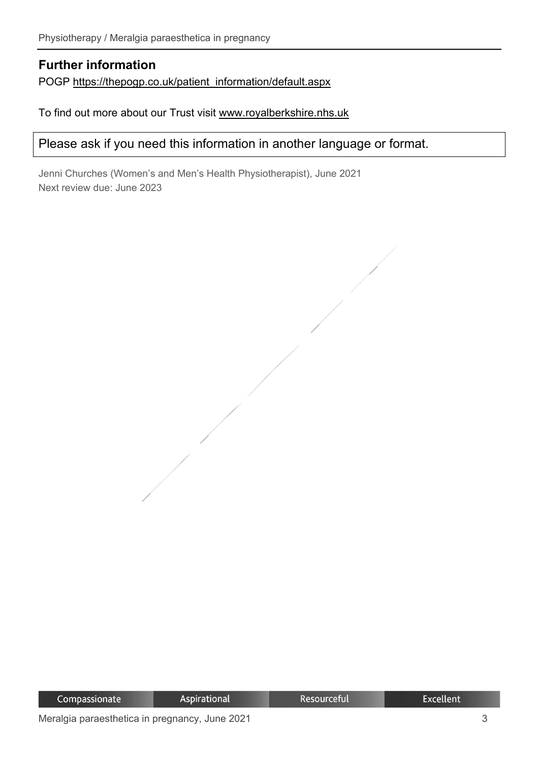## Further information

POGP https://thepogp.co.uk/patient_information/default.aspx

To find out more about our Trust visit www.royalberkshire.nhs.uk

Please ask if you need this information in another language or format.

Jenni Churches (Women's and Men's Health Physiotherapist), June 2021
Next review due: June 2023